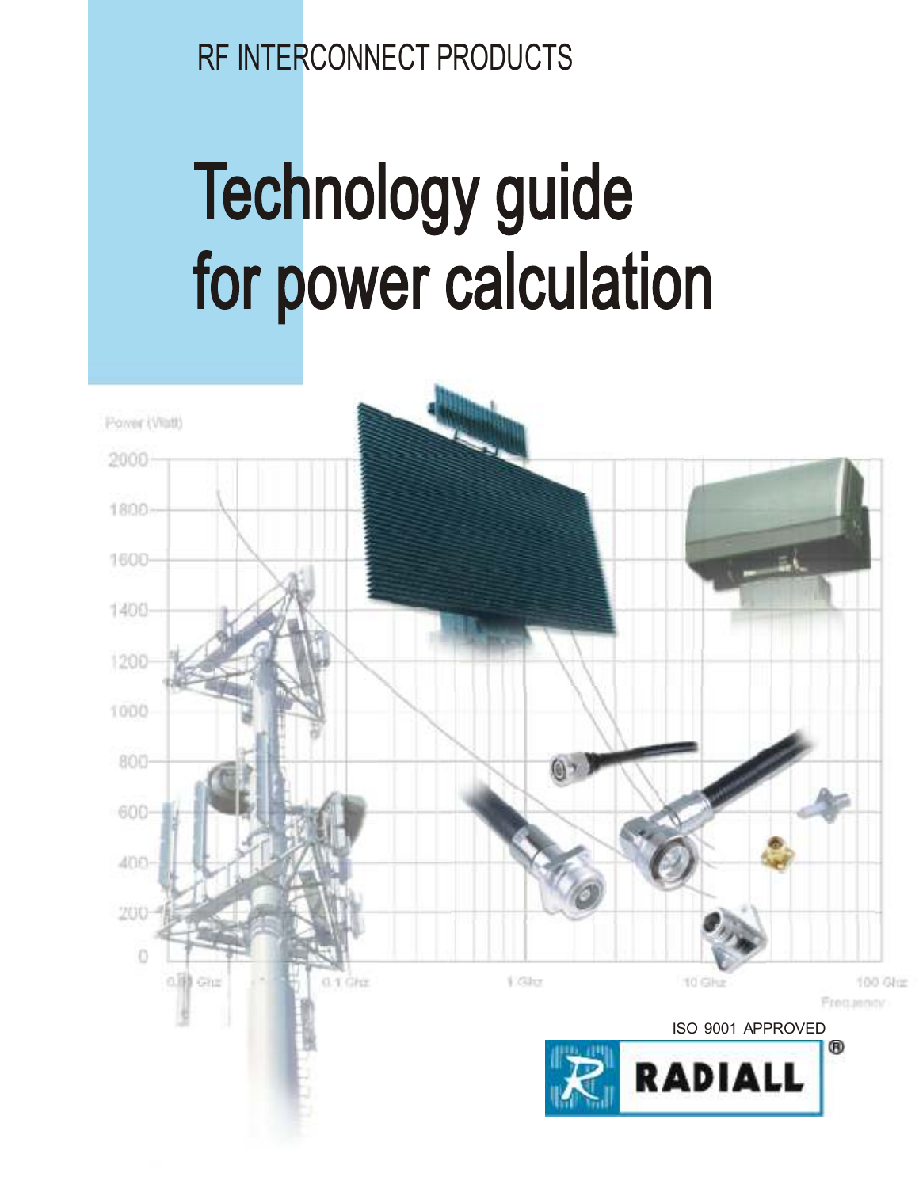RF INTERCONNECT PRODUCTS

# Technology guide for power calculation

ISO 9001 APPROVED

RADIALL®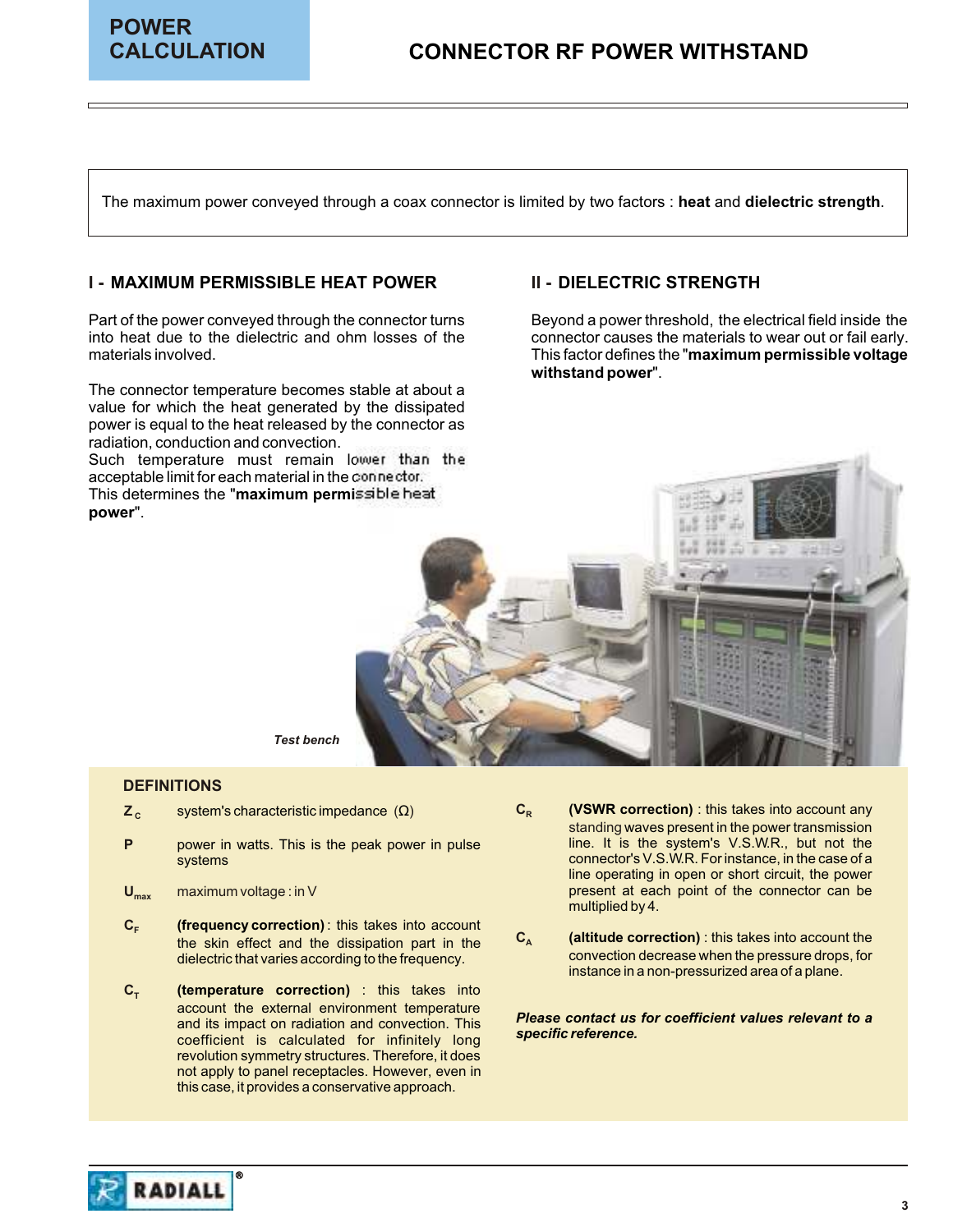# POWER CALCULATION

# CONNECTOR RF POWER WITHSTAND

The maximum power conveyed through a coax connector is limited by two factors : **heat** and **dielectric strength**.

## I - MAXIMUM PERMISSIBLE HEAT POWER

Part of the power conveyed through the connector turns into heat due to the dielectric and ohm losses of the materials involved.

The connector temperature becomes stable at about a value for which the heat generated by the dissipated power is equal to the heat released by the connector as radiation, conduction and convection.
Such temperature must remain lower than the acceptable limit for each material in the connector.
This determines the "**maximum permissible heat power**".

## II - DIELECTRIC STRENGTH

Beyond a power threshold, the electrical field inside the connector causes the materials to wear out or fail early. This factor defines the "**maximum permissible voltage withstand power**".

*Test bench*

### DEFINITIONS

**$Z_C$** system's characteristic impedance (Ω)

**P** power in watts. This is the peak power in pulse systems

**$U_{max}$** maximum voltage : in V

**$C_F$** **(frequency correction)** : this takes into account the skin effect and the dissipation part in the dielectric that varies according to the frequency.

**$C_T$** **(temperature correction)** : this takes into account the external environment temperature and its impact on radiation and convection. This coefficient is calculated for infinitely long revolution symmetry structures. Therefore, it does not apply to panel receptacles. However, even in this case, it provides a conservative approach.

**$C_R$** **(VSWR correction)** : this takes into account any standing waves present in the power transmission line. It is the system's V.S.W.R., but not the connector's V.S.W.R. For instance, in the case of a line operating in open or short circuit, the power present at each point of the connector can be multiplied by 4.

**$C_A$** **(altitude correction)** : this takes into account the convection decrease when the pressure drops, for instance in a non-pressurized area of a plane.

***Please contact us for coefficient values relevant to a specific reference.***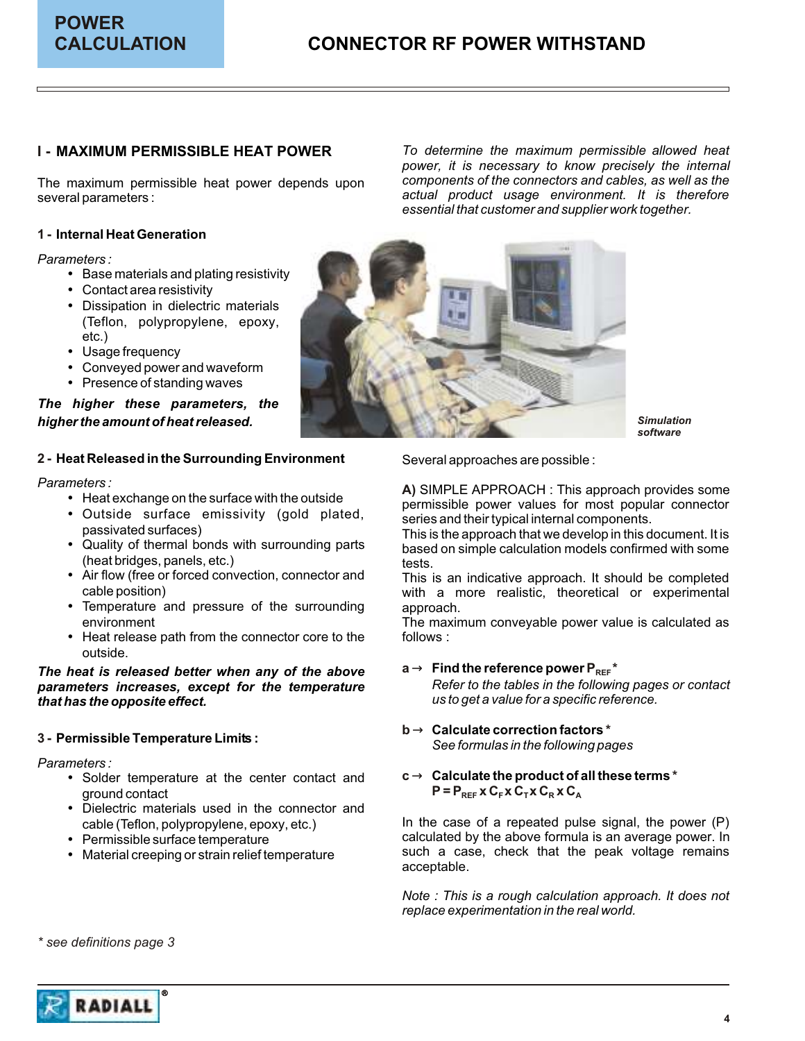# POWER CALCULATION

# CONNECTOR RF POWER WITHSTAND

## I - MAXIMUM PERMISSIBLE HEAT POWER

The maximum permissible heat power depends upon several parameters :

### 1 - Internal Heat Generation

*Parameters :*

- Base materials and plating resistivity
- Contact area resistivity
- Dissipation in dielectric materials (Teflon, polypropylene, epoxy, etc.)
- Usage frequency
- Conveyed power and waveform
- Presence of standing waves

***The higher these parameters, the higher the amount of heat released.***

### 2 - Heat Released in the Surrounding Environment

*Parameters :*

- Heat exchange on the surface with the outside
- Outside surface emissivity (gold plated, passivated surfaces)
- Quality of thermal bonds with surrounding parts (heat bridges, panels, etc.)
- Air flow (free or forced convection, connector and cable position)
- Temperature and pressure of the surrounding environment
- Heat release path from the connector core to the outside.

***The heat is released better when any of the above parameters increases, except for the temperature that has the opposite effect.***

### 3 - Permissible Temperature Limits :

*Parameters :*

- Solder temperature at the center contact and ground contact
- Dielectric materials used in the connector and cable (Teflon, polypropylene, epoxy, etc.)
- Permissible surface temperature
- Material creeping or strain relief temperature

*To determine the maximum permissible allowed heat power, it is necessary to know precisely the internal components of the connectors and cables, as well as the actual product usage environment. It is therefore essential that customer and supplier work together.*

***Simulation software***

Several approaches are possible :

**A)** SIMPLE APPROACH : This approach provides some permissible power values for most popular connector series and their typical internal components.
This is the approach that we develop in this document. It is based on simple calculation models confirmed with some tests.
This is an indicative approach. It should be completed with a more realistic, theoretical or experimental approach.
The maximum conveyable power value is calculated as follows :

**a →** **Find the reference power $P_{REF}$ ***
*Refer to the tables in the following pages or contact us to get a value for a specific reference.*

**b →** **Calculate correction factors ***
*See formulas in the following pages*

**c →** **Calculate the product of all these terms ***
$$P = P_{REF} \times C_F \times C_T \times C_R \times C_A$$

In the case of a repeated pulse signal, the power (P) calculated by the above formula is an average power. In such a case, check that the peak voltage remains acceptable.

*Note : This is a rough calculation approach. It does not replace experimentation in the real world.*

** see definitions page 3*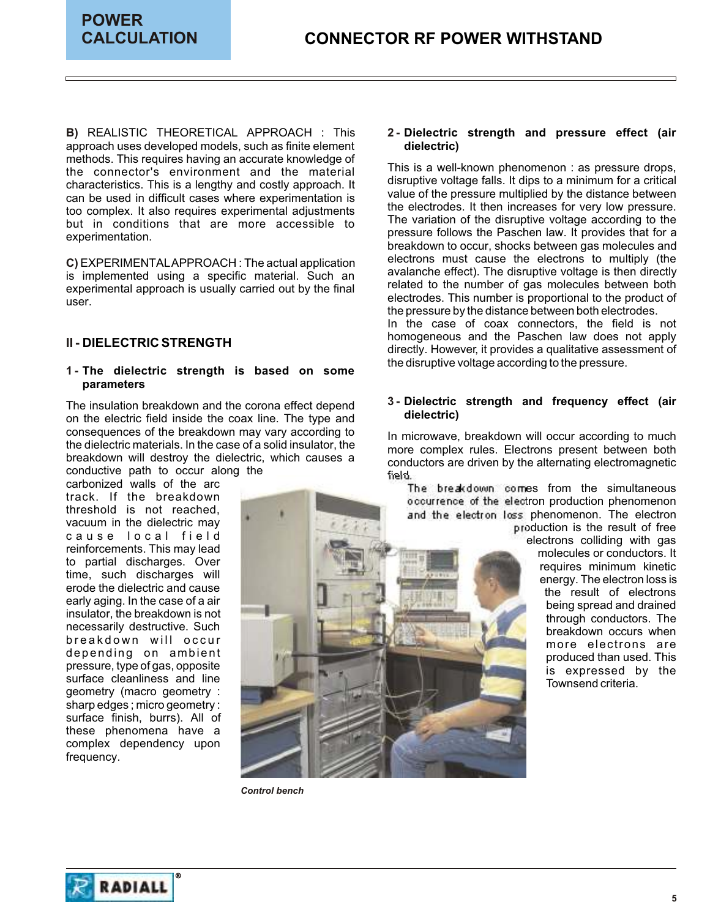**B)** REALISTIC THEORETICAL APPROACH : This approach uses developed models, such as finite element methods. This requires having an accurate knowledge of the connector's environment and the material characteristics. This is a lengthy and costly approach. It can be used in difficult cases where experimentation is too complex. It also requires experimental adjustments but in conditions that are more accessible to experimentation.

**C)** EXPERIMENTAL APPROACH : The actual application is implemented using a specific material. Such an experimental approach is usually carried out by the final user.

## II - DIELECTRIC STRENGTH

### 1 - The dielectric strength is based on some parameters

The insulation breakdown and the corona effect depend on the electric field inside the coax line. The type and consequences of the breakdown may vary according to the dielectric materials. In the case of a solid insulator, the breakdown will destroy the dielectric, which causes a conductive path to occur along the carbonized walls of the arc track. If the breakdown threshold is not reached, vacuum in the dielectric may cause local field reinforcements. This may lead to partial discharges. Over time, such discharges will erode the dielectric and cause early aging. In the case of a air insulator, the breakdown is not necessarily destructive. Such breakdown will occur depending on ambient pressure, type of gas, opposite surface cleanliness and line geometry (macro geometry : sharp edges ; micro geometry : surface finish, burrs). All of these phenomena have a complex dependency upon frequency.

*Control bench*

### 2 - Dielectric strength and pressure effect (air dielectric)

This is a well-known phenomenon : as pressure drops, disruptive voltage falls. It dips to a minimum for a critical value of the pressure multiplied by the distance between the electrodes. It then increases for very low pressure. The variation of the disruptive voltage according to the pressure follows the Paschen law. It provides that for a breakdown to occur, shocks between gas molecules and electrons must cause the electrons to multiply (the avalanche effect). The disruptive voltage is then directly related to the number of gas molecules between both electrodes. This number is proportional to the product of the pressure by the distance between both electrodes.
In the case of coax connectors, the field is not homogeneous and the Paschen law does not apply directly. However, it provides a qualitative assessment of the disruptive voltage according to the pressure.

### 3 - Dielectric strength and frequency effect (air dielectric)

In microwave, breakdown will occur according to much more complex rules. Electrons present between both conductors are driven by the alternating electromagnetic field.
The breakdown comes from the simultaneous occurrence of the electron production phenomenon and the electron loss phenomenon. The electron production is the result of free electrons colliding with gas molecules or conductors. It requires minimum kinetic energy. The electron loss is the result of electrons being spread and drained through conductors. The breakdown occurs when more electrons are produced than used. This is expressed by the Townsend criteria.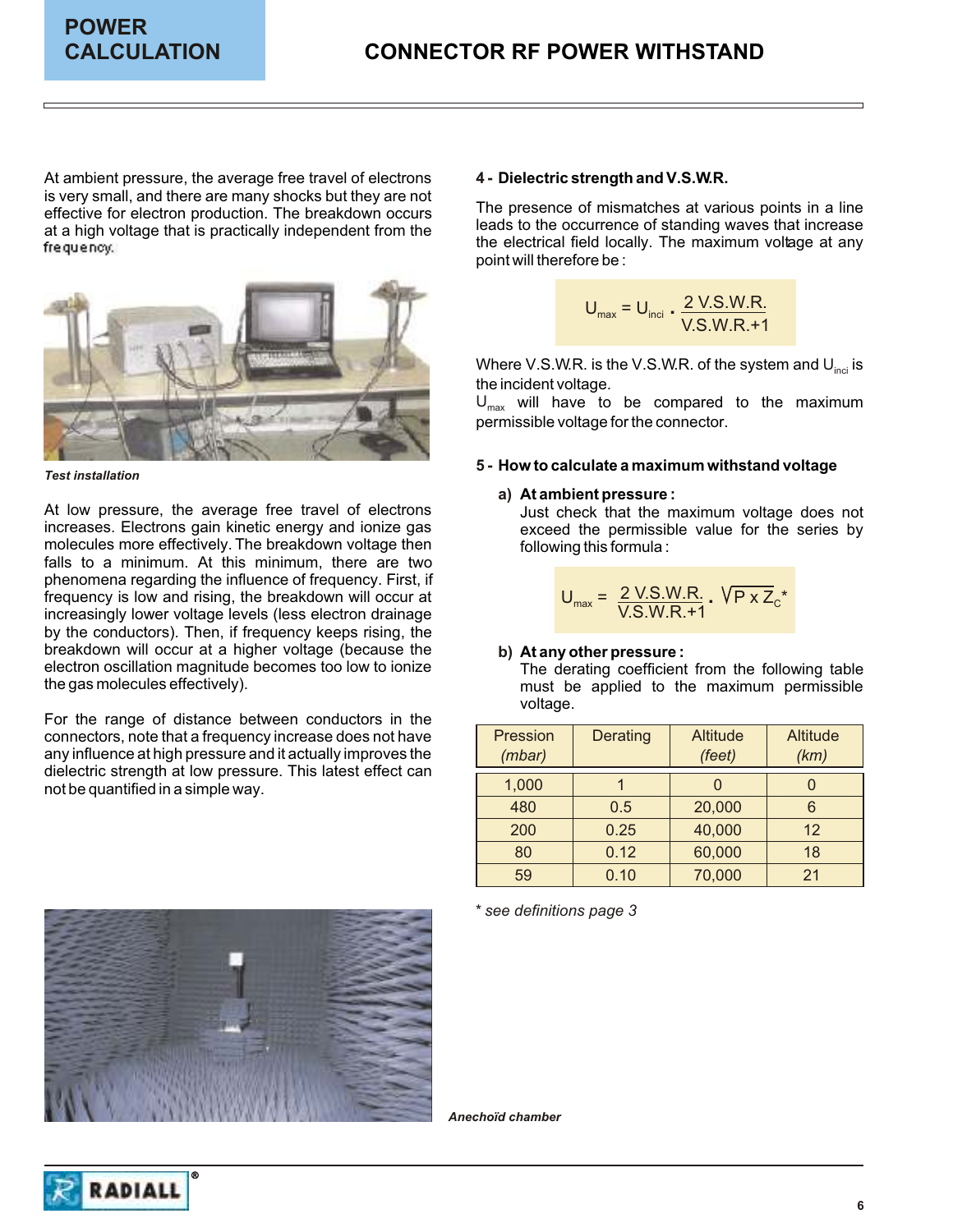At ambient pressure, the average free travel of electrons is very small, and there are many shocks but they are not effective for electron production. The breakdown occurs at a high voltage that is practically independent from the frequency.

*Test installation*

At low pressure, the average free travel of electrons increases. Electrons gain kinetic energy and ionize gas molecules more effectively. The breakdown voltage then falls to a minimum. At this minimum, there are two phenomena regarding the influence of frequency. First, if frequency is low and rising, the breakdown will occur at increasingly lower voltage levels (less electron drainage by the conductors). Then, if frequency keeps rising, the breakdown will occur at a higher voltage (because the electron oscillation magnitude becomes too low to ionize the gas molecules effectively).

For the range of distance between conductors in the connectors, note that a frequency increase does not have any influence at high pressure and it actually improves the dielectric strength at low pressure. This latest effect can not be quantified in a simple way.

### 4 - Dielectric strength and V.S.W.R.

The presence of mismatches at various points in a line leads to the occurrence of standing waves that increase the electrical field locally. The maximum voltage at any point will therefore be :

$$U_{max} = U_{inci} \cdot \frac{2\ \text{V.S.W.R.}}{\text{V.S.W.R.}+1}$$

Where V.S.W.R. is the V.S.W.R. of the system and $U_{inci}$ is the incident voltage.

$U_{max}$ will have to be compared to the maximum permissible voltage for the connector.

### 5 - How to calculate a maximum withstand voltage

**a) At ambient pressure :**
Just check that the maximum voltage does not exceed the permissible value for the series by following this formula :

$$U_{max} = \frac{2\ \text{V.S.W.R.}}{\text{V.S.W.R.}+1} \cdot \sqrt{P \times Z_C}\,^{*}$$

**b) At any other pressure :**
The derating coefficient from the following table must be applied to the maximum permissible voltage.

| Pression *(mbar)* | Derating | Altitude *(feet)* | Altitude *(km)* |
|---|---|---|---|
| 1,000 | 1 | 0 | 0 |
| 480 | 0.5 | 20,000 | 6 |
| 200 | 0.25 | 40,000 | 12 |
| 80 | 0.12 | 60,000 | 18 |
| 59 | 0.10 | 70,000 | 21 |

*\* see definitions page 3*

*Anechoïd chamber*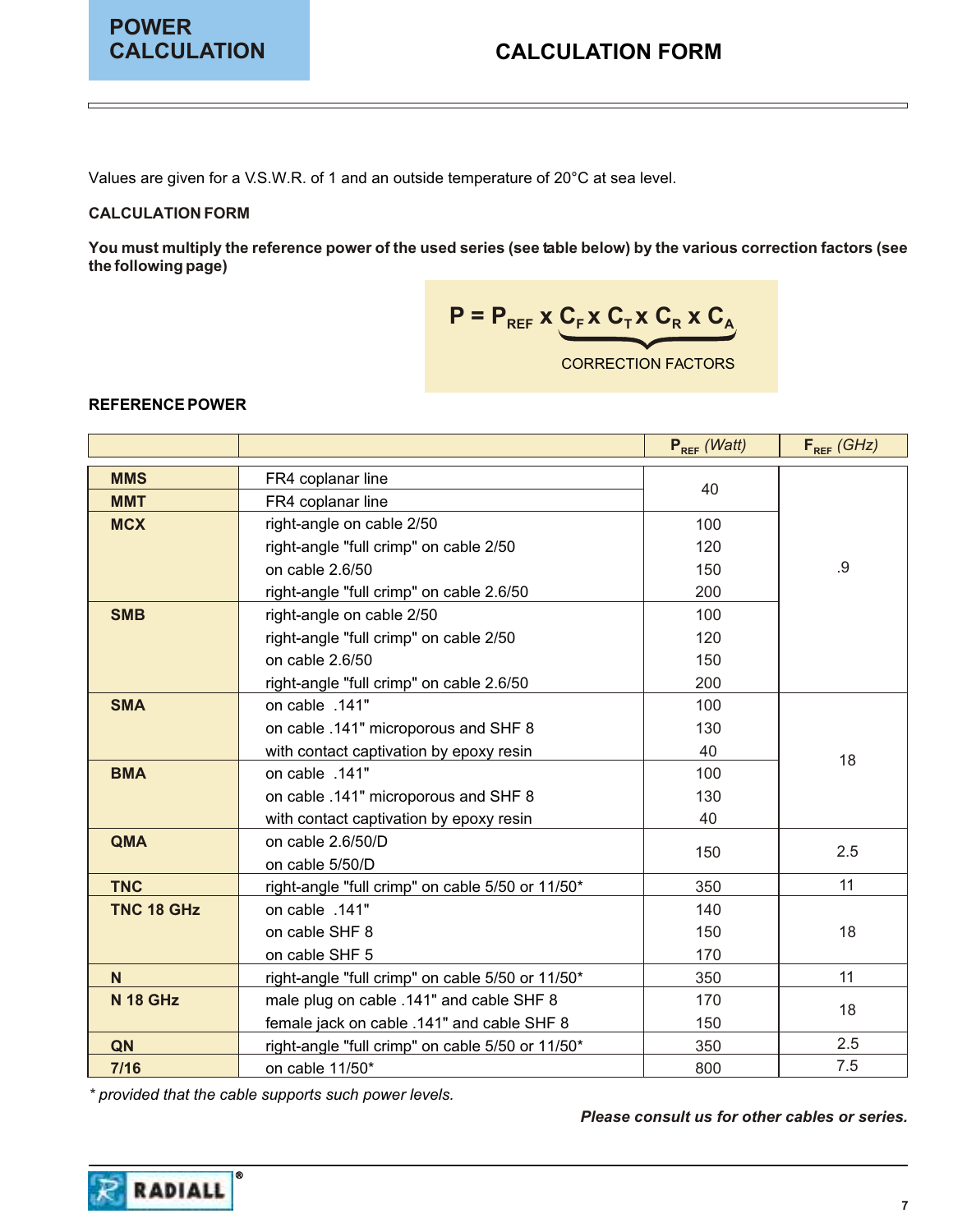# POWER CALCULATION

## CALCULATION FORM

Values are given for a V.S.W.R. of 1 and an outside temperature of 20°C at sea level.

**CALCULATION FORM**

**You must multiply the reference power of the used series (see table below) by the various correction factors (see the following page)**

$$P = P_{REF} \times \underbrace{C_F \times C_T \times C_R \times C_A}_{\text{CORRECTION FACTORS}}$$

**REFERENCE POWER**

| | | $P_{REF}$ *(Watt)* | $F_{REF}$ *(GHz)* |
|---|---|---|---|
| **MMS** | FR4 coplanar line | 40 | .9 |
| **MMT** | FR4 coplanar line | | |
| **MCX** | right-angle on cable 2/50 | 100 | |
| | right-angle "full crimp" on cable 2/50 | 120 | |
| | on cable 2.6/50 | 150 | |
| | right-angle "full crimp" on cable 2.6/50 | 200 | |
| **SMB** | right-angle on cable 2/50 | 100 | |
| | right-angle "full crimp" on cable 2/50 | 120 | |
| | on cable 2.6/50 | 150 | |
| | right-angle "full crimp" on cable 2.6/50 | 200 | |
| **SMA** | on cable .141" | 100 | 18 |
| | on cable .141" microporous and SHF 8 | 130 | |
| | with contact captivation by epoxy resin | 40 | |
| **BMA** | on cable .141" | 100 | |
| | on cable .141" microporous and SHF 8 | 130 | |
| | with contact captivation by epoxy resin | 40 | |
| **QMA** | on cable 2.6/50/D | 150 | 2.5 |
| | on cable 5/50/D | | |
| **TNC** | right-angle "full crimp" on cable 5/50 or 11/50* | 350 | 11 |
| **TNC 18 GHz** | on cable .141" | 140 | 18 |
| | on cable SHF 8 | 150 | |
| | on cable SHF 5 | 170 | |
| **N** | right-angle "full crimp" on cable 5/50 or 11/50* | 350 | 11 |
| **N 18 GHz** | male plug on cable .141" and cable SHF 8 | 170 | 18 |
| | female jack on cable .141" and cable SHF 8 | 150 | |
| **QN** | right-angle "full crimp" on cable 5/50 or 11/50* | 350 | 2.5 |
| **7/16** | on cable 11/50* | 800 | 7.5 |

*\* provided that the cable supports such power levels.*

***Please consult us for other cables or series.***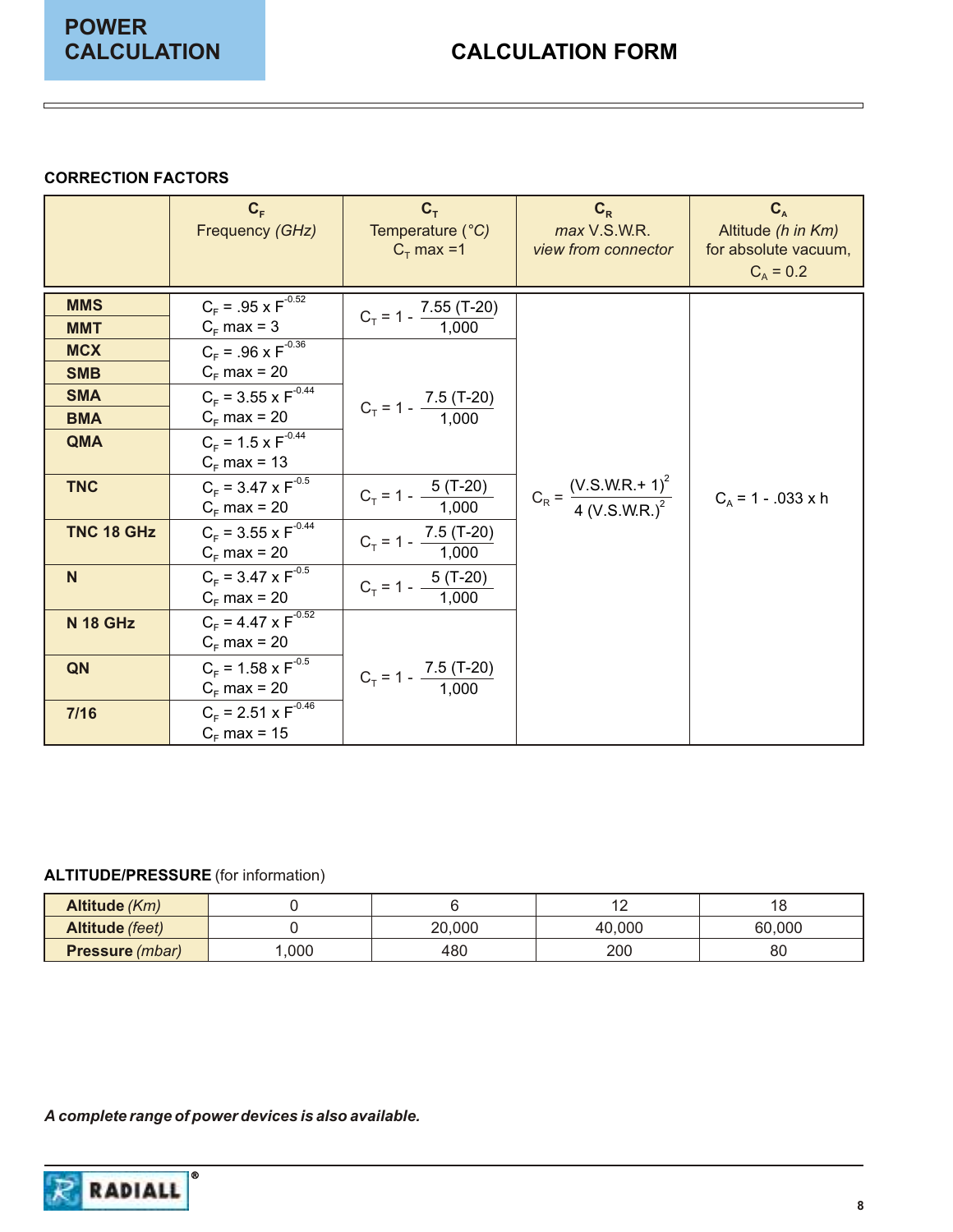# POWER CALCULATION

## CALCULATION FORM

### CORRECTION FACTORS

| | $C_F$ Frequency *(GHz)* | $C_T$ Temperature (°C) $C_T$ max =1 | $C_R$ *max* V.S.W.R. *view from connector* | $C_A$ Altitude *(h in Km)* for absolute vacuum, $C_A$ = 0.2 |
|---|---|---|---|---|
| **MMS** **MMT** | $C_F = .95 \times F^{-0.52}$ $C_F$ max = 3 | $C_T = 1 - \frac{7.55\,(T-20)}{1{,}000}$ | $C_R = \frac{(V.S.W.R.+1)^2}{4\,(V.S.W.R.)^2}$ | $C_A = 1 - .033 \times h$ |
| **MCX** **SMB** | $C_F = .96 \times F^{-0.36}$ $C_F$ max = 20 | $C_T = 1 - \frac{7.5\,(T-20)}{1{,}000}$ | | |
| **SMA** **BMA** | $C_F = 3.55 \times F^{-0.44}$ $C_F$ max = 20 | | | |
| **QMA** | $C_F = 1.5 \times F^{-0.44}$ $C_F$ max = 13 | | | |
| **TNC** | $C_F = 3.47 \times F^{-0.5}$ $C_F$ max = 20 | $C_T = 1 - \frac{5\,(T-20)}{1{,}000}$ | | |
| **TNC 18 GHz** | $C_F = 3.55 \times F^{-0.44}$ $C_F$ max = 20 | $C_T = 1 - \frac{7.5\,(T-20)}{1{,}000}$ | | |
| **N** | $C_F = 3.47 \times F^{-0.5}$ $C_F$ max = 20 | $C_T = 1 - \frac{5\,(T-20)}{1{,}000}$ | | |
| **N 18 GHz** | $C_F = 4.47 \times F^{-0.52}$ $C_F$ max = 20 | $C_T = 1 - \frac{7.5\,(T-20)}{1{,}000}$ | | |
| **QN** | $C_F = 1.58 \times F^{-0.5}$ $C_F$ max = 20 | | | |
| **7/16** | $C_F = 2.51 \times F^{-0.46}$ $C_F$ max = 15 | | | |

### ALTITUDE/PRESSURE (for information)

| **Altitude** *(Km)* | 0 | 6 | 12 | 18 |
|---|---|---|---|---|
| **Altitude** *(feet)* | 0 | 20,000 | 40,000 | 60,000 |
| **Pressure** *(mbar)* | 1,000 | 480 | 200 | 80 |

***A complete range of power devices is also available.***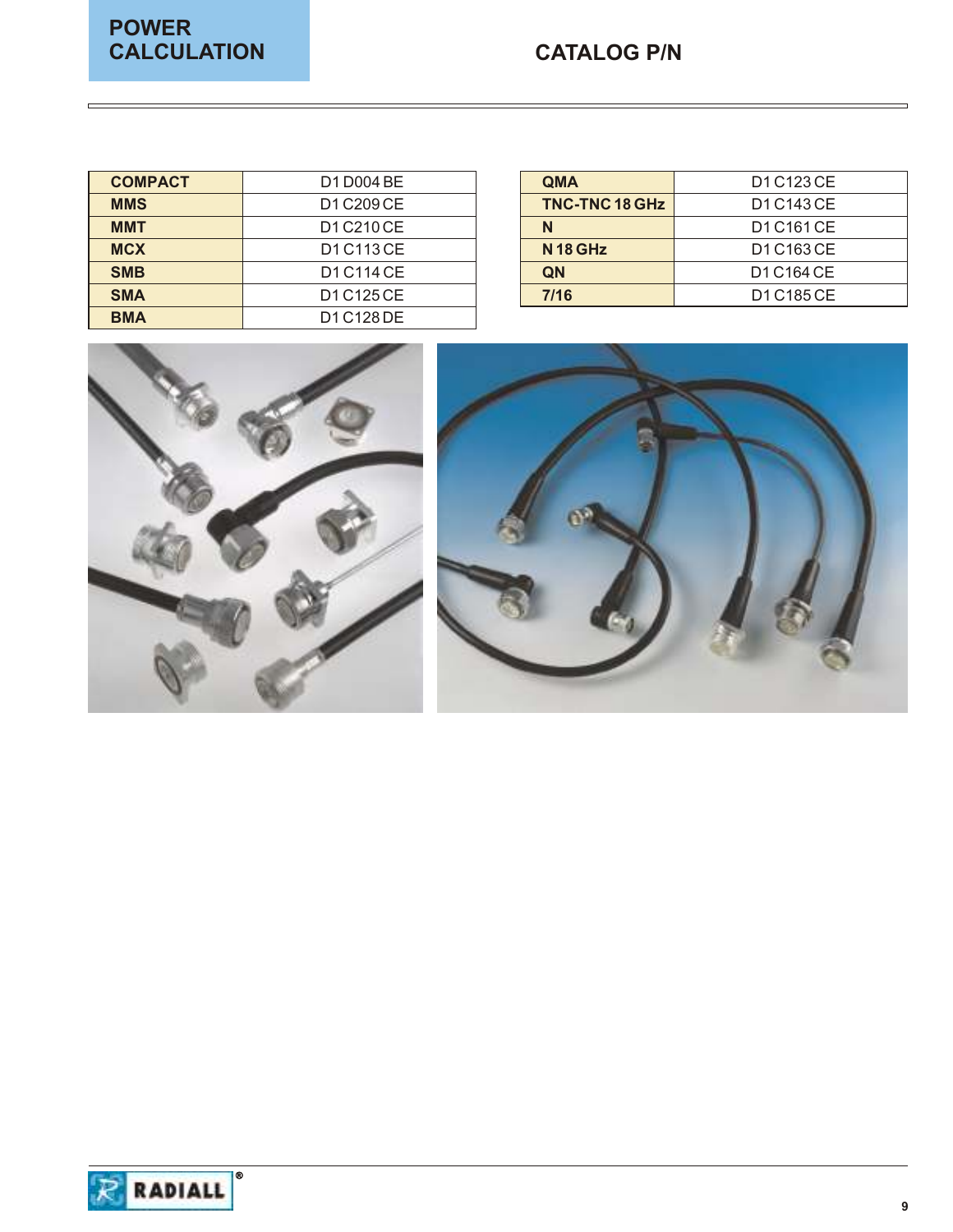# POWER CALCULATION

## CATALOG P/N

| COMPACT | D1 D004 BE |
|---|---|
| MMS | D1 C209 CE |
| MMT | D1 C210 CE |
| MCX | D1 C113 CE |
| SMB | D1 C114 CE |
| SMA | D1 C125 CE |
| BMA | D1 C128 DE |

| QMA | D1 C123 CE |
|---|---|
| TNC-TNC 18 GHz | D1 C143 CE |
| N | D1 C161 CE |
| N 18 GHz | D1 C163 CE |
| QN | D1 C164 CE |
| 7/16 | D1 C185 CE |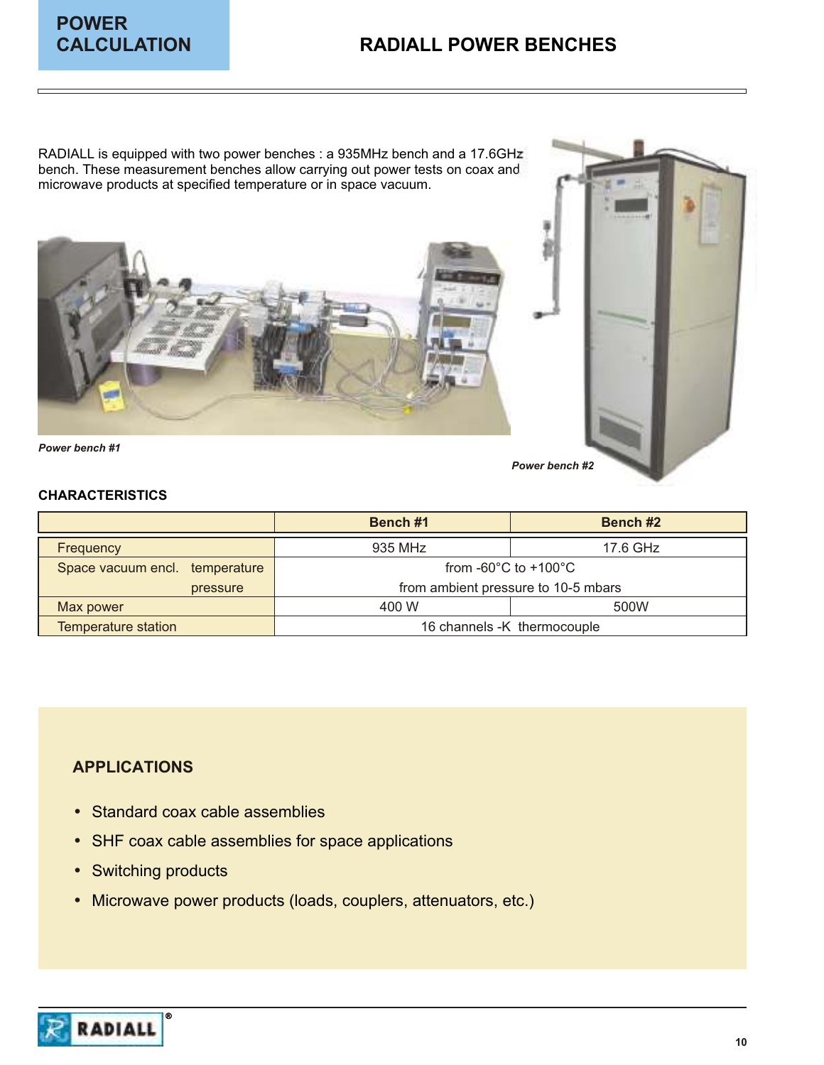# POWER CALCULATION

## RADIALL POWER BENCHES

RADIALL is equipped with two power benches : a 935MHz bench and a 17.6GHz bench. These measurement benches allow carrying out power tests on coax and microwave products at specified temperature or in space vacuum.

*Power bench #1*

*Power bench #2*

### CHARACTERISTICS

| | | Bench #1 | Bench #2 |
|---|---|---|---|
| Frequency | | 935 MHz | 17.6 GHz |
| Space vacuum encl. | temperature | from -60°C to +100°C | |
| | pressure | from ambient pressure to 10-5 mbars | |
| Max power | | 400 W | 500W |
| Temperature station | | 16 channels -K thermocouple | |

### APPLICATIONS

- Standard coax cable assemblies
- SHF coax cable assemblies for space applications
- Switching products
- Microwave power products (loads, couplers, attenuators, etc.)